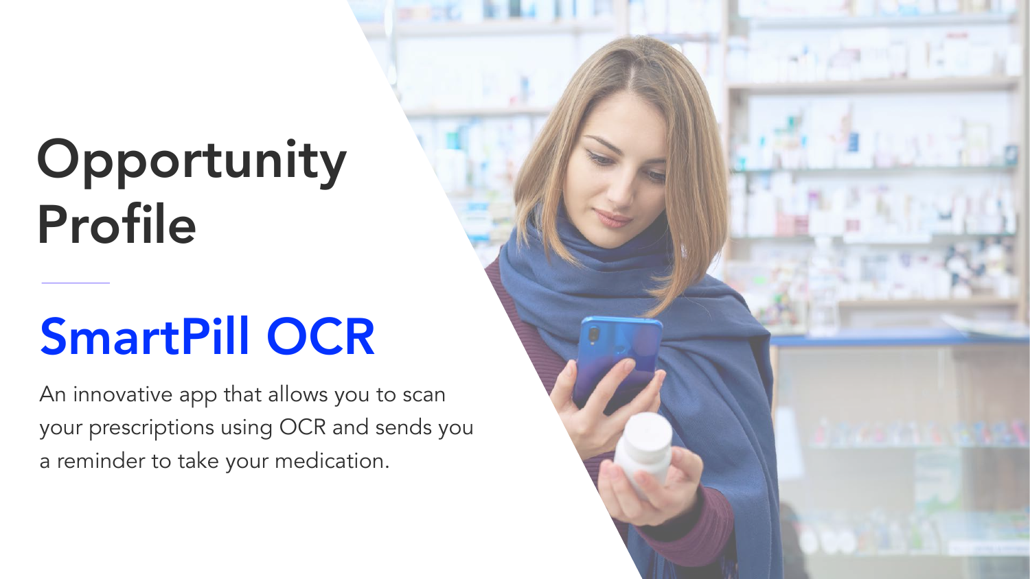# Opportunity Profile

## SmartPill OCR

An innovative app that allows you to scan your prescriptions using OCR and sends you a reminder to take your medication.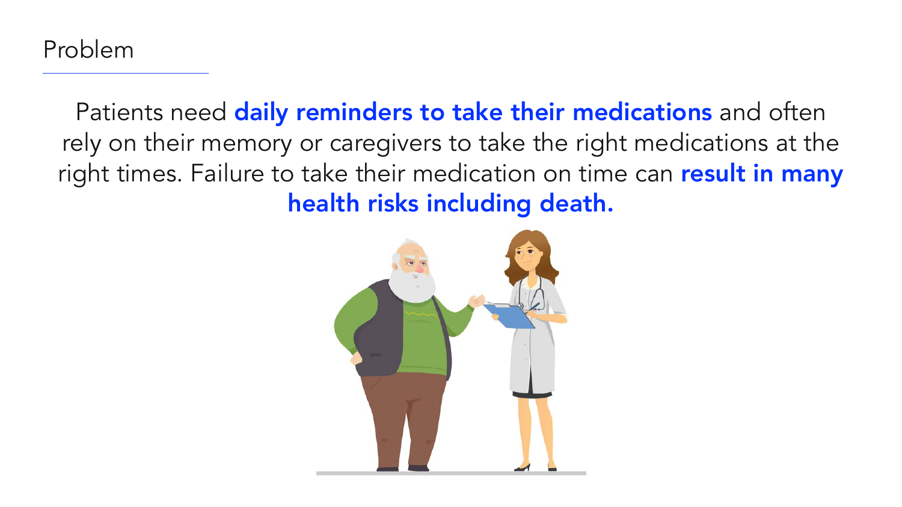# Problem

Patients need **daily reminders to take their medications** and often rely on their memory or caregivers to take the right medications at the right times. Failure to take their medication on time can **result in many health risks including death.**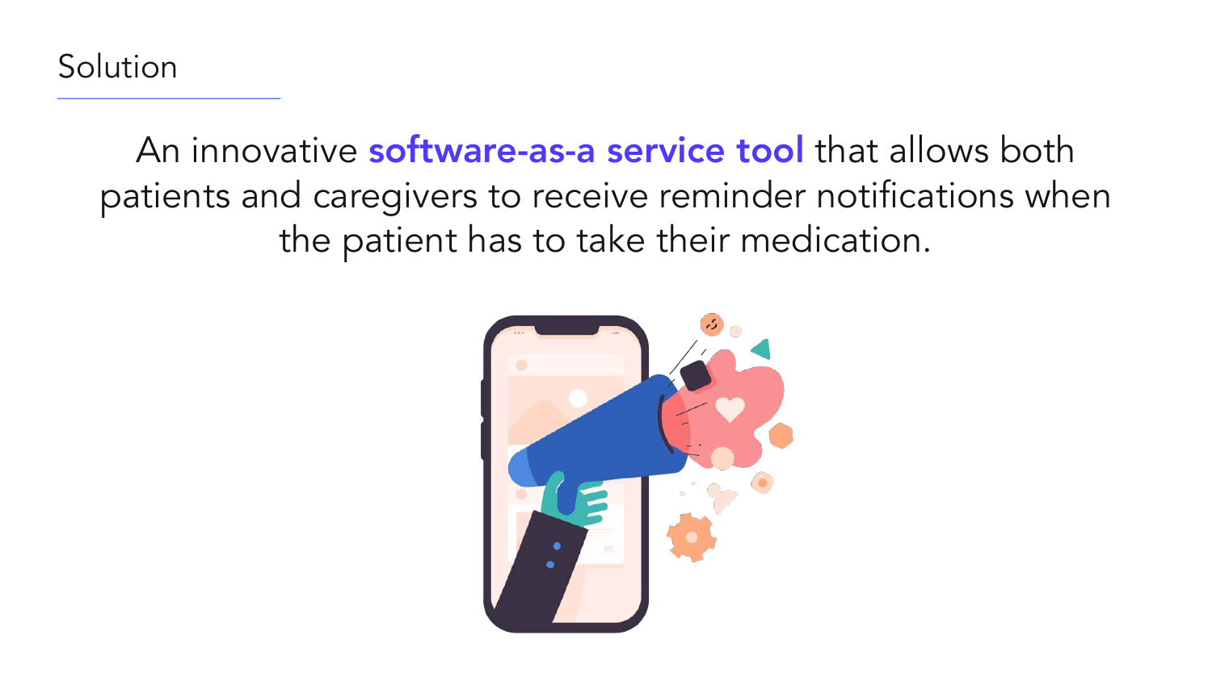## Solution

An innovative **software-as-a service tool** that allows both patients and caregivers to receive reminder notifications when the patient has to take their medication.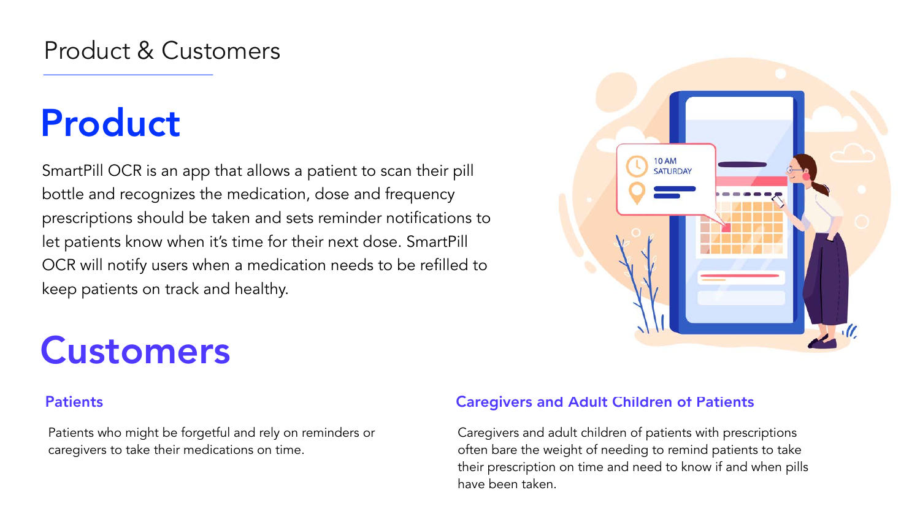# Product & Customers

## Product

SmartPill OCR is an app that allows a patient to scan their pill bottle and recognizes the medication, dose and frequency prescriptions should be taken and sets reminder notifications to let patients know when it's time for their next dose. SmartPill OCR will notify users when a medication needs to be refilled to keep patients on track and healthy.

## Customers

### Patients

Patients who might be forgetful and rely on reminders or caregivers to take their medications on time.

### Caregivers and Adult Children of Patients

Caregivers and adult children of patients with prescriptions often bare the weight of needing to remind patients to take their prescription on time and need to know if and when pills have been taken.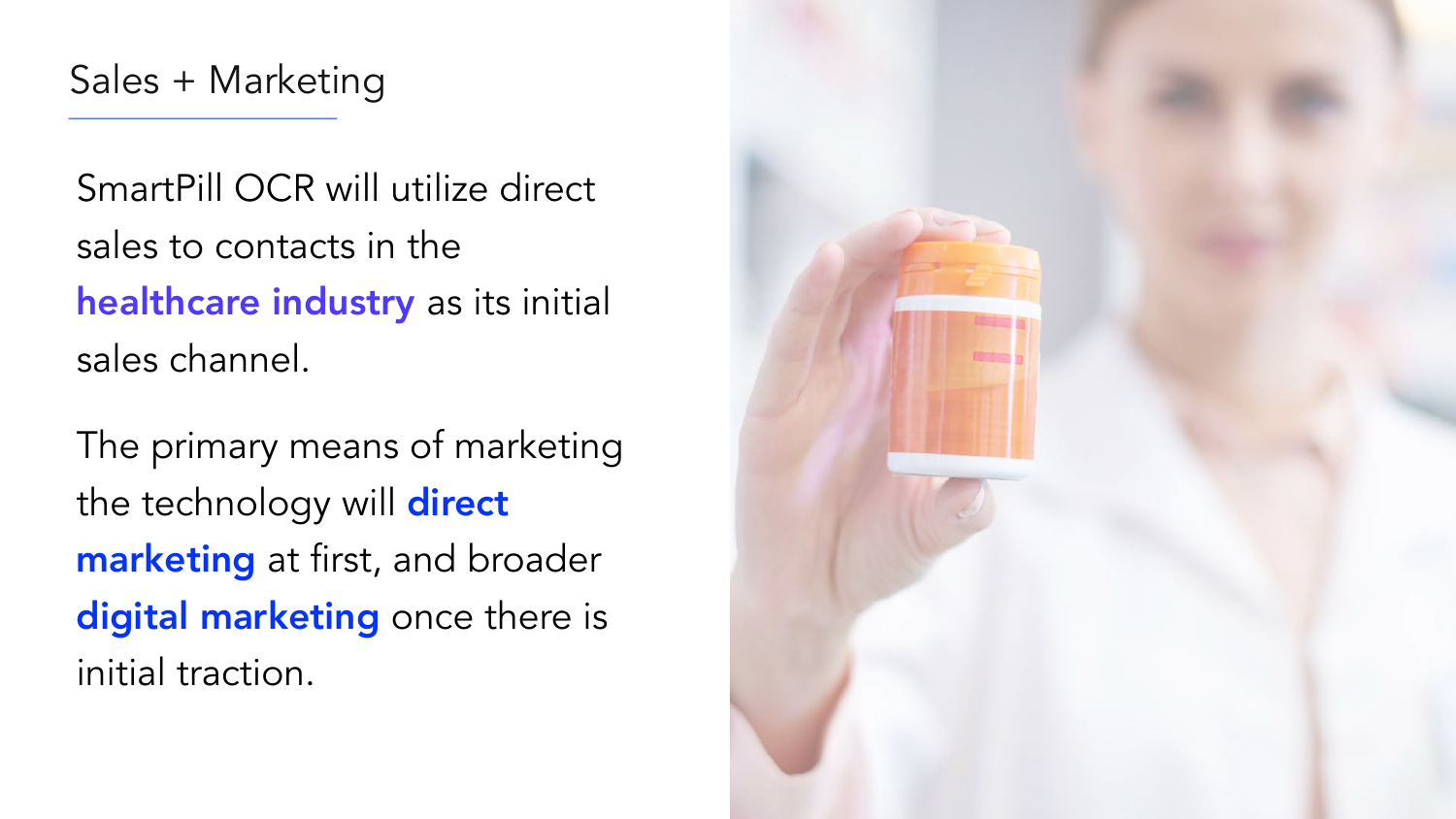## Sales + Marketing

SmartPill OCR will utilize direct sales to contacts in the **healthcare industry** as its initial sales channel.

The primary means of marketing the technology will **direct marketing** at first, and broader **digital marketing** once there is initial traction.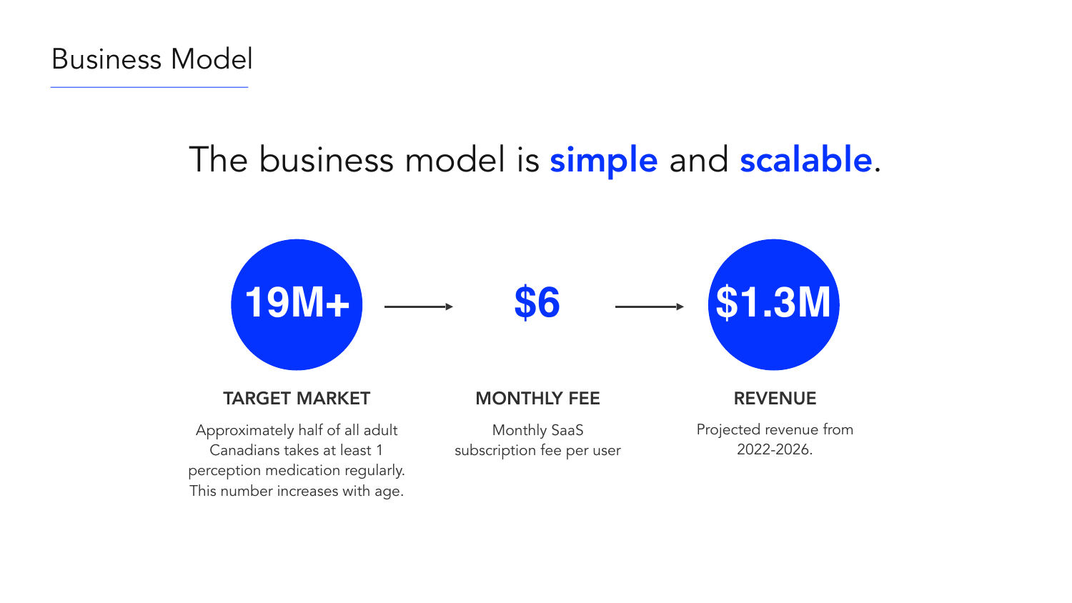# Business Model

## The business model is **simple** and **scalable**.

**19M+**

### TARGET MARKET

Approximately half of all adult Canadians takes at least 1 perception medication regularly. This number increases with age.

**$6**

### MONTHLY FEE

Monthly SaaS subscription fee per user

**$1.3M**

### REVENUE

Projected revenue from 2022-2026.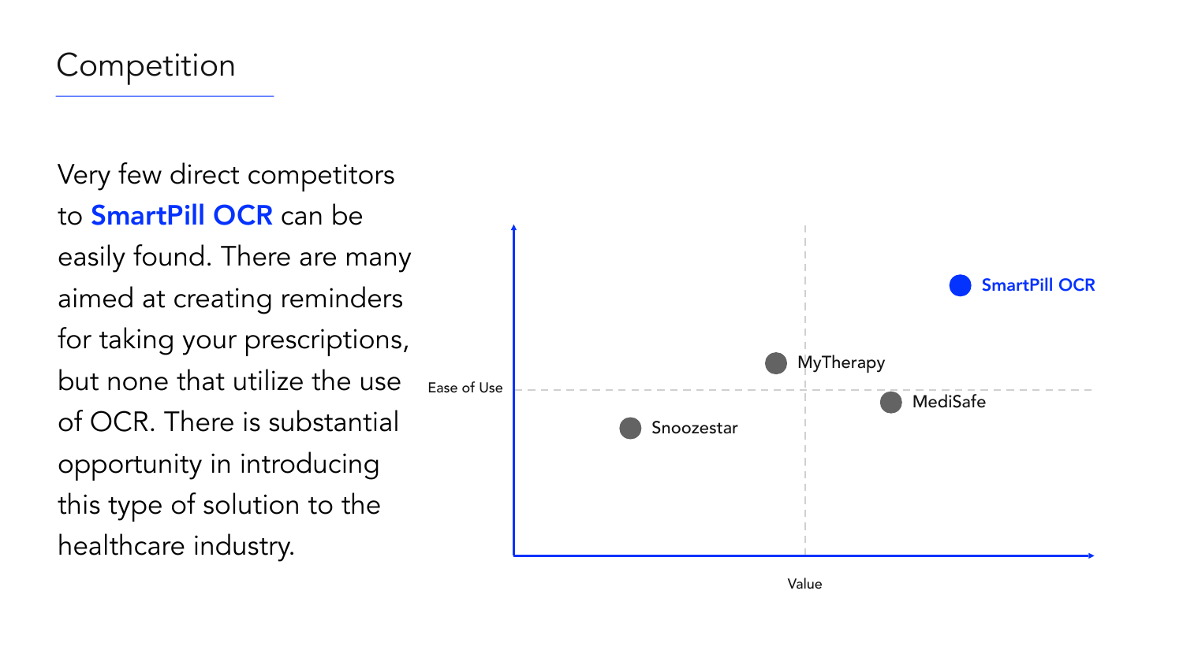# Competition

Very few direct competitors to **SmartPill OCR** can be easily found. There are many aimed at creating reminders for taking your prescriptions, but none that utilize the use of OCR. There is substantial opportunity in introducing this type of solution to the healthcare industry.

SmartPill OCR

MyTherapy

Ease of Use

MediSafe

Snoozestar

Value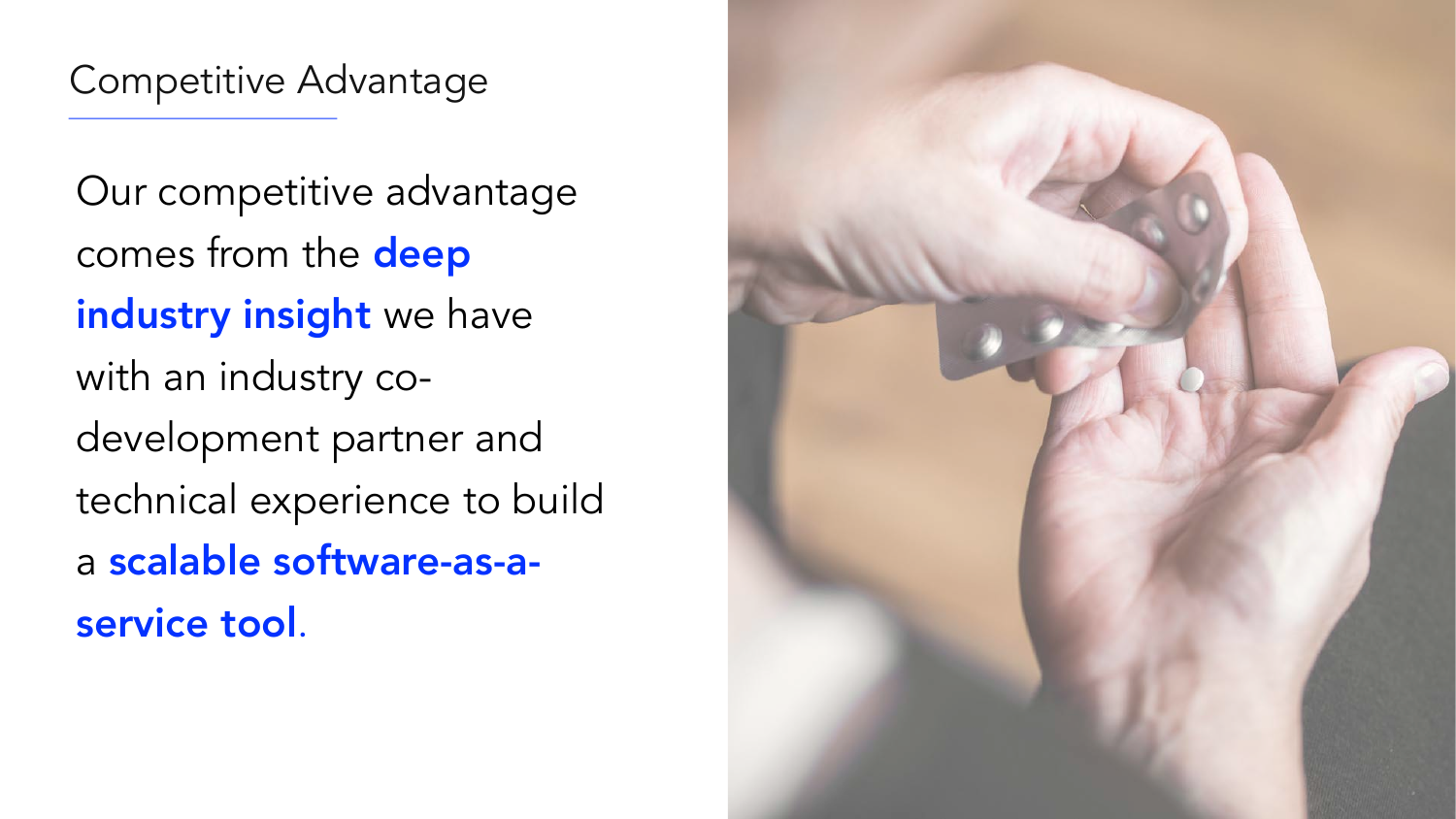## Competitive Advantage

Our competitive advantage comes from the **deep industry insight** we have with an industry co-development partner and technical experience to build a **scalable software-as-a-service tool**.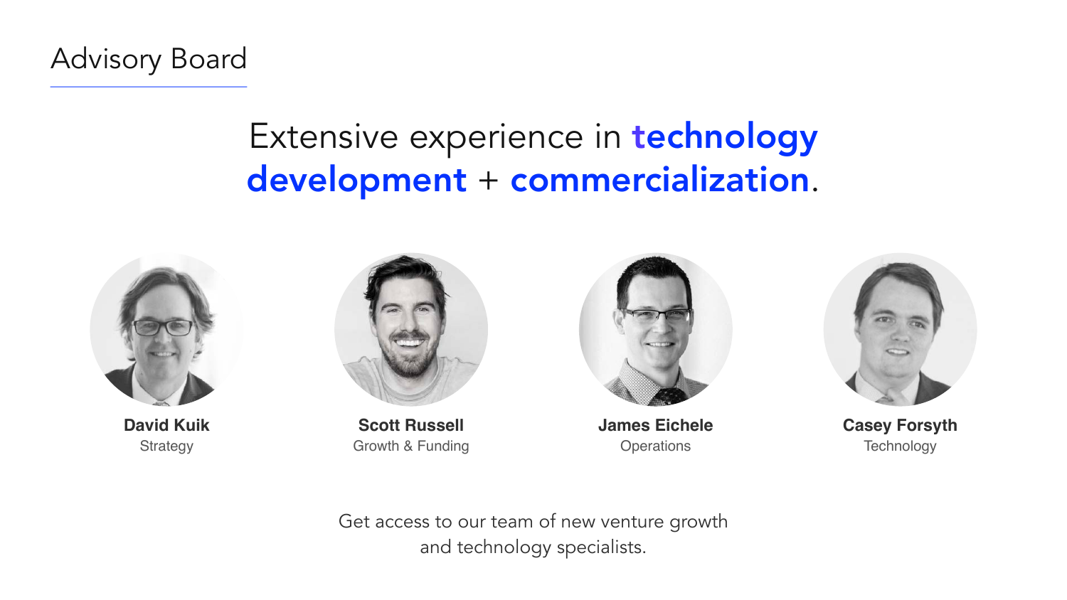# Advisory Board

## Extensive experience in **technology development** + **commercialization**.

**David Kuik**
Strategy

**Scott Russell**
Growth & Funding

**James Eichele**
Operations

**Casey Forsyth**
Technology

Get access to our team of new venture growth and technology specialists.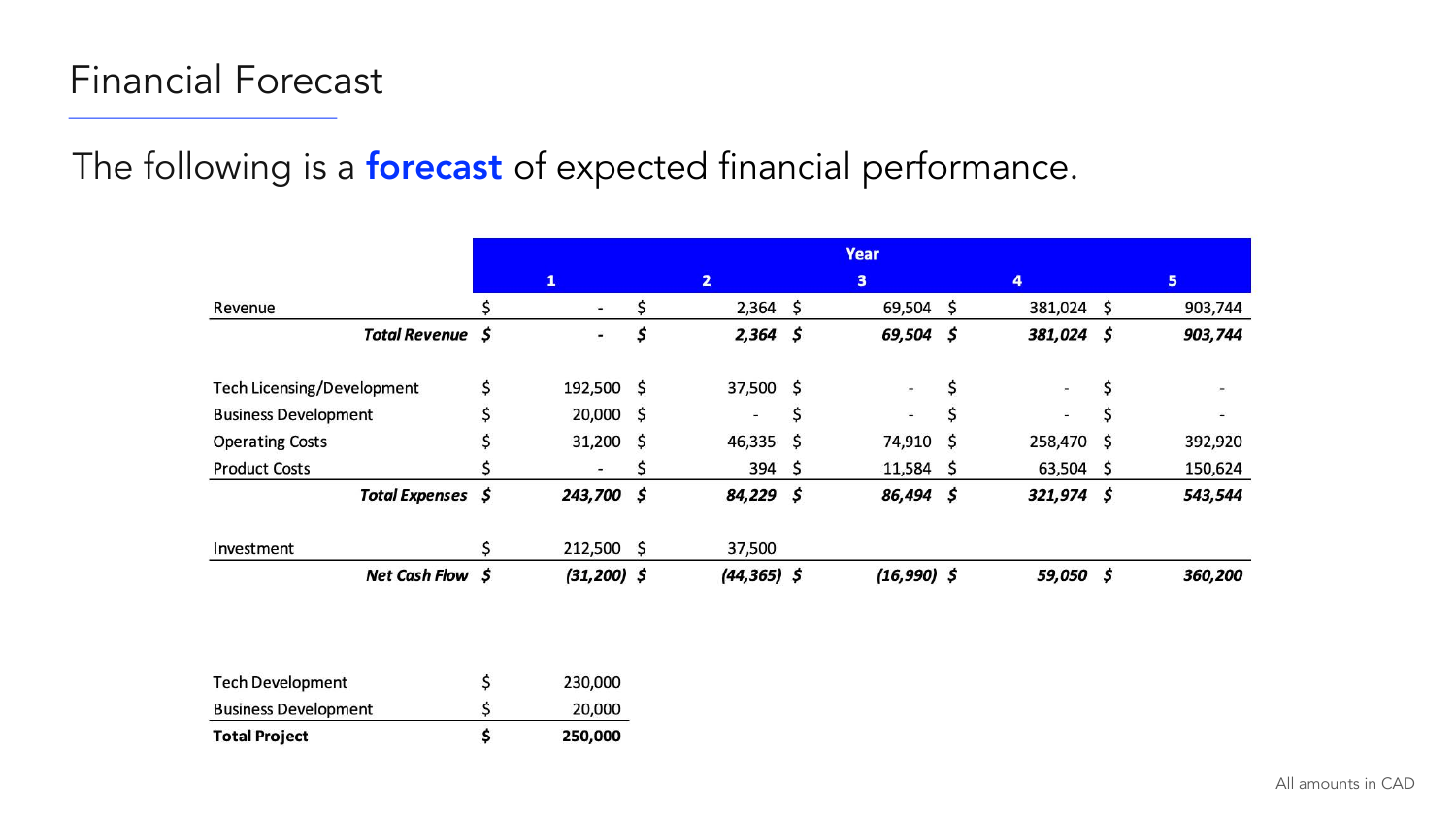# Financial Forecast

The following is a **forecast** of expected financial performance.

| | Year 1 | Year 2 | Year 3 | Year 4 | Year 5 |
|---|---|---|---|---|---|
| Revenue | $ - | $ 2,364 | $ 69,504 | $ 381,024 | $ 903,744 |
| ***Total Revenue*** | ***$ -*** | ***$ 2,364*** | ***$ 69,504*** | ***$ 381,024*** | ***$ 903,744*** |
| | | | | | |
| Tech Licensing/Development | $ 192,500 | $ 37,500 | $ - | $ - | $ - |
| Business Development | $ 20,000 | $ - | $ - | $ - | $ - |
| Operating Costs | $ 31,200 | $ 46,335 | $ 74,910 | $ 258,470 | $ 392,920 |
| Product Costs | $ - | $ 394 | $ 11,584 | $ 63,504 | $ 150,624 |
| ***Total Expenses*** | ***$ 243,700*** | ***$ 84,229*** | ***$ 86,494*** | ***$ 321,974*** | ***$ 543,544*** |
| | | | | | |
| Investment | $ 212,500 | $ 37,500 | | | |
| ***Net Cash Flow*** | ***$ (31,200)*** | ***$ (44,365)*** | ***$ (16,990)*** | ***$ 59,050*** | ***$ 360,200*** |

| | |
|---|---|
| Tech Development | $ 230,000 |
| Business Development | $ 20,000 |
| **Total Project** | **$ 250,000** |

All amounts in CAD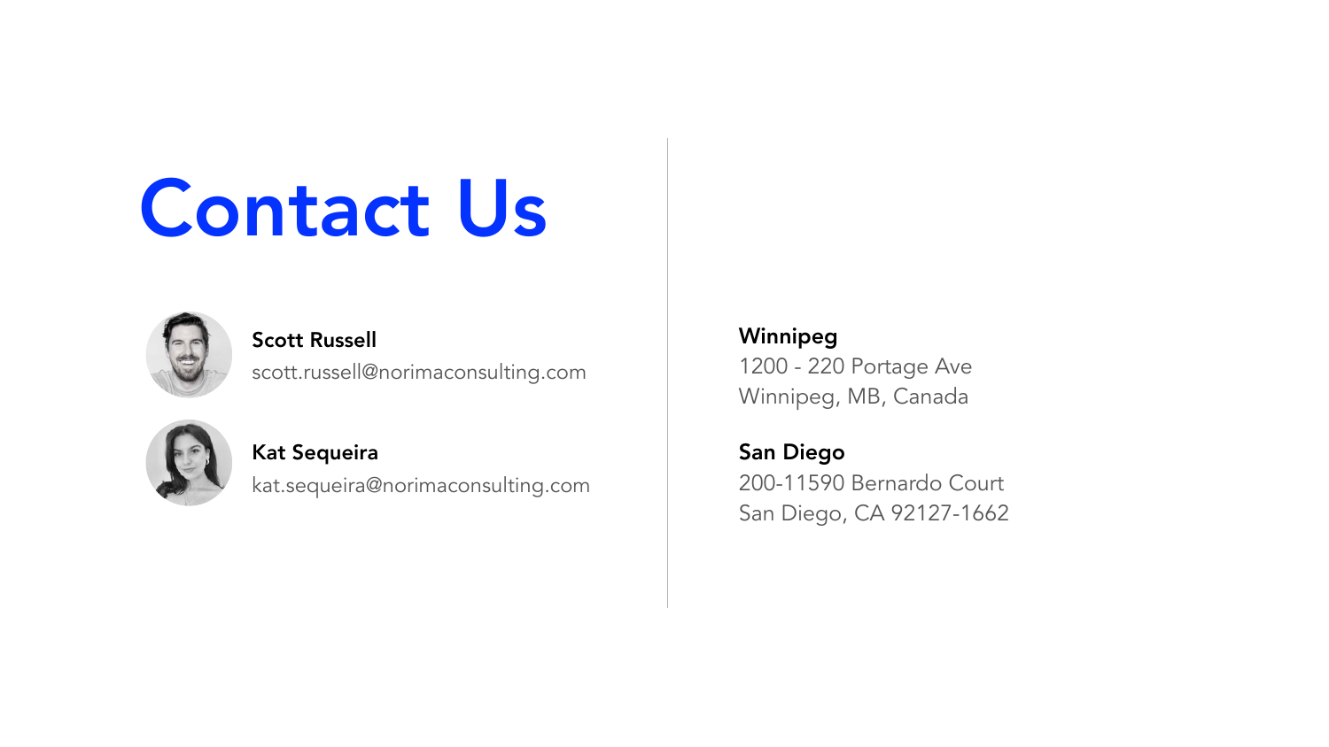# Contact Us

**Scott Russell**
scott.russell@norimaconsulting.com

**Kat Sequeira**
kat.sequeira@norimaconsulting.com

**Winnipeg**
1200 - 220 Portage Ave
Winnipeg, MB, Canada

**San Diego**
200-11590 Bernardo Court
San Diego, CA 92127-1662